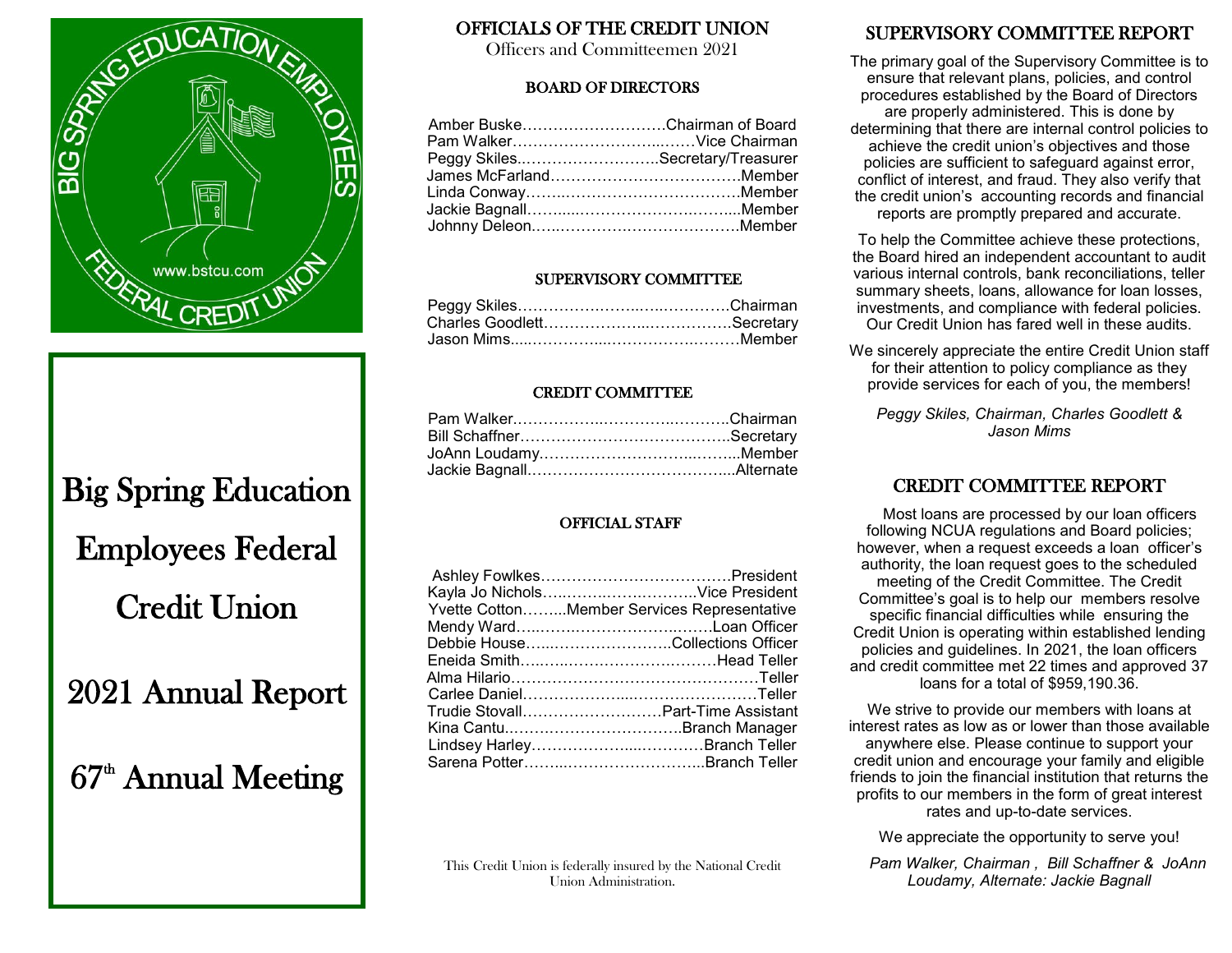BIG SPRING EDUCATION EMPLOYEES FEDERAL CREDIT UNION

www.bstcu.com

# Big Spring Education Employees Federal Credit Union

# 2021 Annual Report

# 67th Annual Meeting

## OFFICIALS OF THE CREDIT UNION

Officers and Committeemen 2021

### BOARD OF DIRECTORS

Amber Buske……………………….Chairman of Board
Pam Walker………………………...……Vice Chairman
Peggy Skiles..……………………..Secretary/Treasurer
James McFarland………………………………Member
Linda Conway…….……………………………Member
Jackie Bagnall……....…………………….…....Member
Johnny Deleon…..…………….……………….Member

### SUPERVISORY COMMITTEE

Peggy Skiles……………….……..….…………Chairman
Charles Goodlett………………...……………Secretary
Jason Mims.....…………...……………….………Member

### CREDIT COMMITTEE

Pam Walker……………..……………..……….Chairman
Bill Schaffner…………………………………..Secretary
JoAnn Loudamy……………………….....……..Member
Jackie Bagnall…………………………………...Alternate

### OFFICIAL STAFF

Ashley Fowlkes………………………………President
Kayla Jo Nichols…..………..……..………..Vice President
Yvette Cotton……...Member Services Representative
Mendy Ward…..……..………………..…….Loan Officer
Debbie House…...…………………..Collections Officer
Eneida Smith…....…..……………….………Head Teller
Alma Hilario…………………………………………Teller
Carlee Daniel………………....……………………Teller
Trudie Stovall………………………Part-Time Assistant
Kina Cantu..……..…………………….Branch Manager
Lindsey Harley……………….....…………Branch Teller
Sarena Potter……...……………….………..Branch Teller

This Credit Union is federally insured by the National Credit Union Administration.

## SUPERVISORY COMMITTEE REPORT

The primary goal of the Supervisory Committee is to ensure that relevant plans, policies, and control procedures established by the Board of Directors are properly administered. This is done by determining that there are internal control policies to achieve the credit union's objectives and those policies are sufficient to safeguard against error, conflict of interest, and fraud. They also verify that the credit union's accounting records and financial reports are promptly prepared and accurate.

To help the Committee achieve these protections, the Board hired an independent accountant to audit various internal controls, bank reconciliations, teller summary sheets, loans, allowance for loan losses, investments, and compliance with federal policies. Our Credit Union has fared well in these audits.

We sincerely appreciate the entire Credit Union staff for their attention to policy compliance as they provide services for each of you, the members!

*Peggy Skiles, Chairman, Charles Goodlett & Jason Mims*

## CREDIT COMMITTEE REPORT

Most loans are processed by our loan officers following NCUA regulations and Board policies; however, when a request exceeds a loan officer's authority, the loan request goes to the scheduled meeting of the Credit Committee. The Credit Committee's goal is to help our members resolve specific financial difficulties while ensuring the Credit Union is operating within established lending policies and guidelines. In 2021, the loan officers and credit committee met 22 times and approved 37 loans for a total of $959,190.36.

We strive to provide our members with loans at interest rates as low as or lower than those available anywhere else. Please continue to support your credit union and encourage your family and eligible friends to join the financial institution that returns the profits to our members in the form of great interest rates and up-to-date services.

We appreciate the opportunity to serve you!

*Pam Walker, Chairman , Bill Schaffner & JoAnn Loudamy, Alternate: Jackie Bagnall*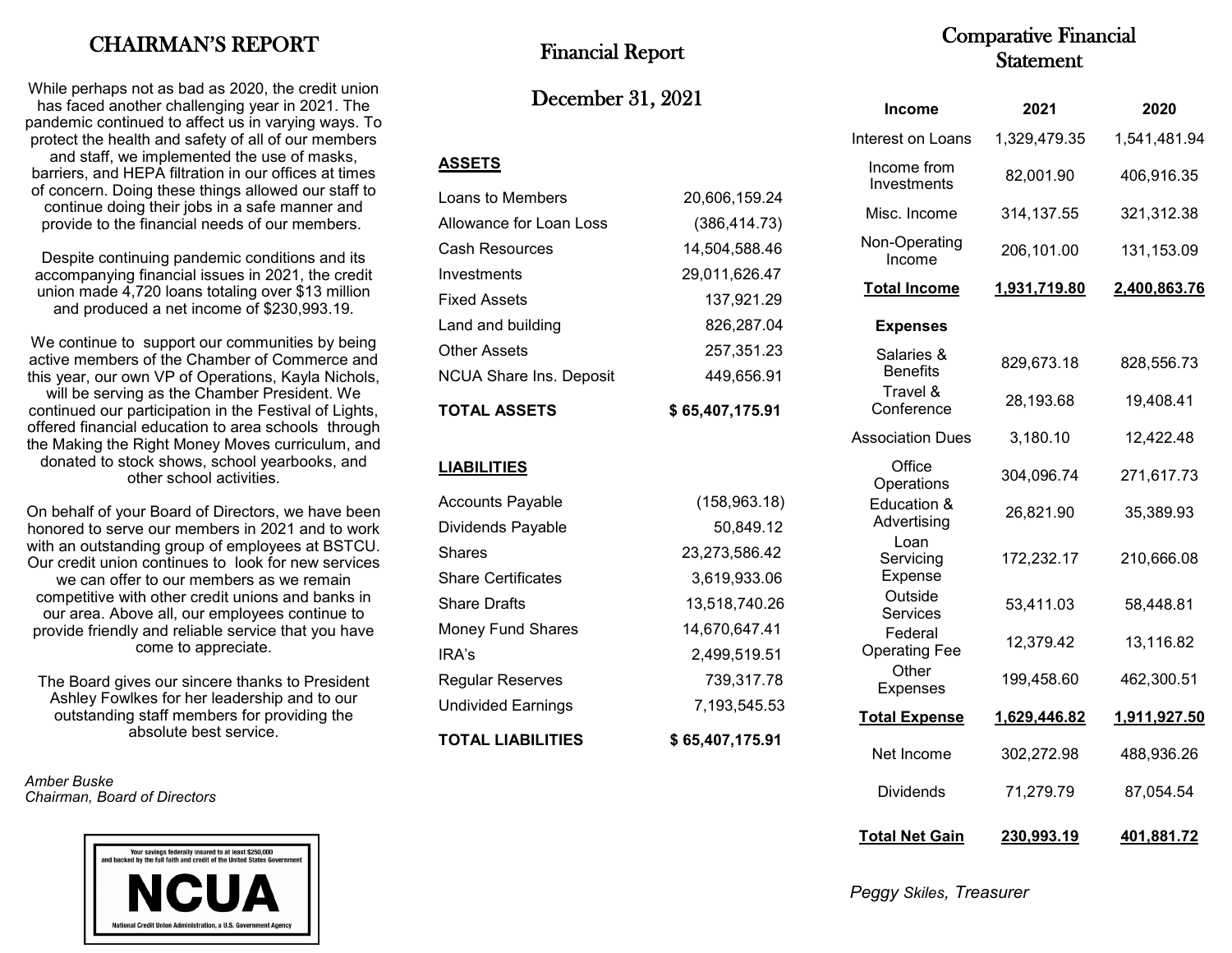# CHAIRMAN'S REPORT

While perhaps not as bad as 2020, the credit union has faced another challenging year in 2021. The pandemic continued to affect us in varying ways. To protect the health and safety of all of our members and staff, we implemented the use of masks, barriers, and HEPA filtration in our offices at times of concern. Doing these things allowed our staff to continue doing their jobs in a safe manner and provide to the financial needs of our members.

Despite continuing pandemic conditions and its accompanying financial issues in 2021, the credit union made 4,720 loans totaling over $13 million and produced a net income of $230,993.19.

We continue to support our communities by being active members of the Chamber of Commerce and this year, our own VP of Operations, Kayla Nichols, will be serving as the Chamber President. We continued our participation in the Festival of Lights, offered financial education to area schools through the Making the Right Money Moves curriculum, and donated to stock shows, school yearbooks, and other school activities.

On behalf of your Board of Directors, we have been honored to serve our members in 2021 and to work with an outstanding group of employees at BSTCU. Our credit union continues to look for new services we can offer to our members as we remain competitive with other credit unions and banks in our area. Above all, our employees continue to provide friendly and reliable service that you have come to appreciate.

The Board gives our sincere thanks to President Ashley Fowlkes for her leadership and to our outstanding staff members for providing the absolute best service.

*Amber Buske*
*Chairman, Board of Directors*

Your savings federally insured to at least $250,000 and backed by the full faith and credit of the United States Government

NCUA

National Credit Union Administration, a U.S. Government Agency

# Financial Report

## December 31, 2021

| **ASSETS** | |
|---|---|
| Loans to Members | 20,606,159.24 |
| Allowance for Loan Loss | (386,414.73) |
| Cash Resources | 14,504,588.46 |
| Investments | 29,011,626.47 |
| Fixed Assets | 137,921.29 |
| Land and building | 826,287.04 |
| Other Assets | 257,351.23 |
| NCUA Share Ins. Deposit | 449,656.91 |
| **TOTAL ASSETS** | **$ 65,407,175.91** |

| **LIABILITIES** | |
|---|---|
| Accounts Payable | (158,963.18) |
| Dividends Payable | 50,849.12 |
| Shares | 23,273,586.42 |
| Share Certificates | 3,619,933.06 |
| Share Drafts | 13,518,740.26 |
| Money Fund Shares | 14,670,647.41 |
| IRA's | 2,499,519.51 |
| Regular Reserves | 739,317.78 |
| Undivided Earnings | 7,193,545.53 |
| **TOTAL LIABILITIES** | **$ 65,407,175.91** |

# Comparative Financial Statement

| **Income** | **2021** | **2020** |
|---|---|---|
| Interest on Loans | 1,329,479.35 | 1,541,481.94 |
| Income from Investments | 82,001.90 | 406,916.35 |
| Misc. Income | 314,137.55 | 321,312.38 |
| Non-Operating Income | 206,101.00 | 131,153.09 |
| **Total Income** | **1,931,719.80** | **2,400,863.76** |
| **Expenses** | | |
| Salaries & Benefits | 829,673.18 | 828,556.73 |
| Travel & Conference | 28,193.68 | 19,408.41 |
| Association Dues | 3,180.10 | 12,422.48 |
| Office Operations | 304,096.74 | 271,617.73 |
| Education & Advertising | 26,821.90 | 35,389.93 |
| Loan Servicing Expense | 172,232.17 | 210,666.08 |
| Outside Services | 53,411.03 | 58,448.81 |
| Federal Operating Fee | 12,379.42 | 13,116.82 |
| Other Expenses | 199,458.60 | 462,300.51 |
| **Total Expense** | **1,629,446.82** | **1,911,927.50** |
| Net Income | 302,272.98 | 488,936.26 |
| Dividends | 71,279.79 | 87,054.54 |
| **Total Net Gain** | **230,993.19** | **401,881.72** |

*Peggy Skiles, Treasurer*